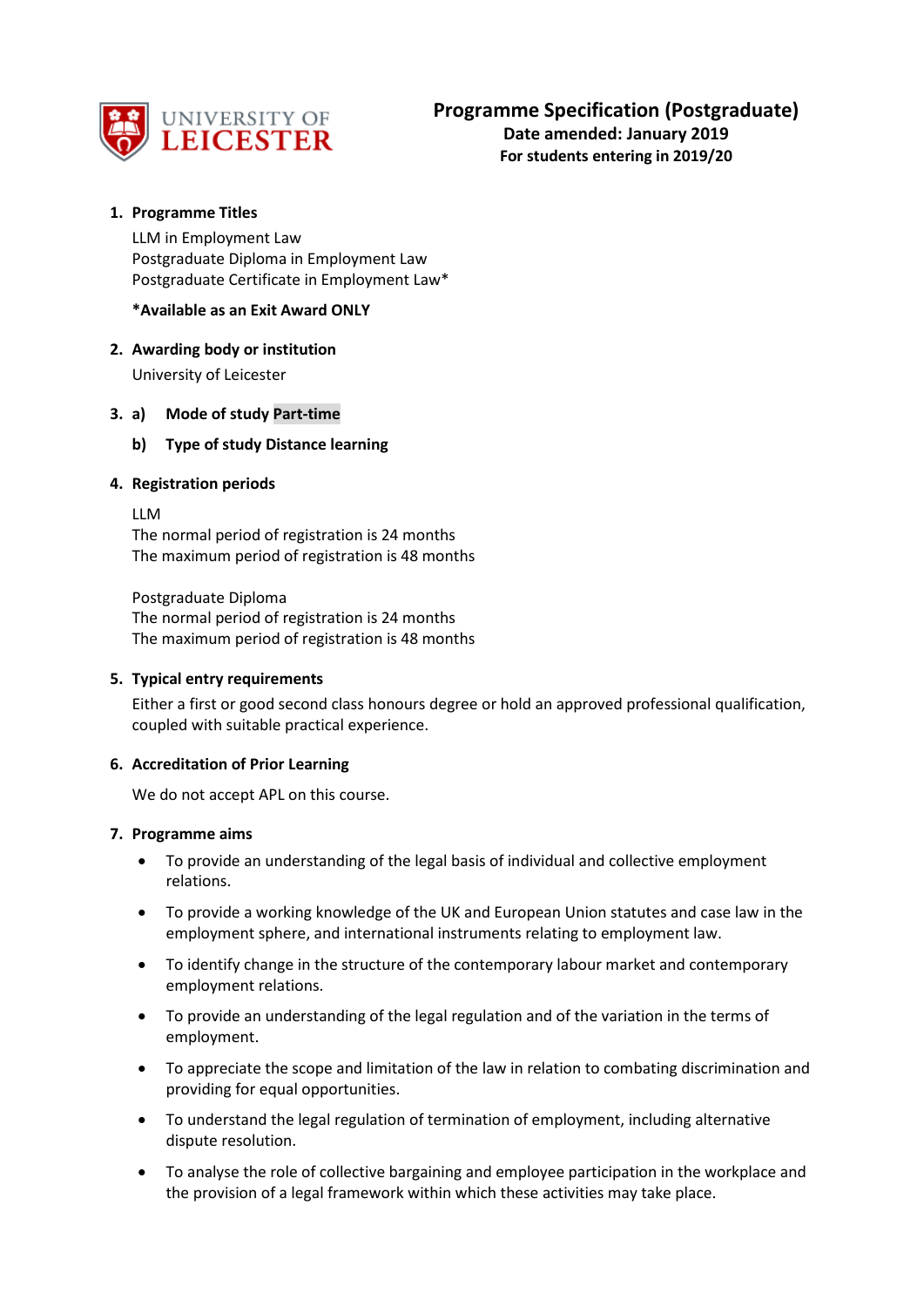UNIVERSITY OF LEICESTER

# Programme Specification (Postgraduate)

**Date amended: January 2019**

**For students entering in 2019/20**

## 1. Programme Titles

LLM in Employment Law
Postgraduate Diploma in Employment Law
Postgraduate Certificate in Employment Law*

***Available as an Exit Award ONLY**

## 2. Awarding body or institution

University of Leicester

## 3. a) Mode of study Part-time

**b) Type of study Distance learning**

## 4. Registration periods

LLM
The normal period of registration is 24 months
The maximum period of registration is 48 months

Postgraduate Diploma
The normal period of registration is 24 months
The maximum period of registration is 48 months

## 5. Typical entry requirements

Either a first or good second class honours degree or hold an approved professional qualification, coupled with suitable practical experience.

## 6. Accreditation of Prior Learning

We do not accept APL on this course.

## 7. Programme aims

- To provide an understanding of the legal basis of individual and collective employment relations.
- To provide a working knowledge of the UK and European Union statutes and case law in the employment sphere, and international instruments relating to employment law.
- To identify change in the structure of the contemporary labour market and contemporary employment relations.
- To provide an understanding of the legal regulation and of the variation in the terms of employment.
- To appreciate the scope and limitation of the law in relation to combating discrimination and providing for equal opportunities.
- To understand the legal regulation of termination of employment, including alternative dispute resolution.
- To analyse the role of collective bargaining and employee participation in the workplace and the provision of a legal framework within which these activities may take place.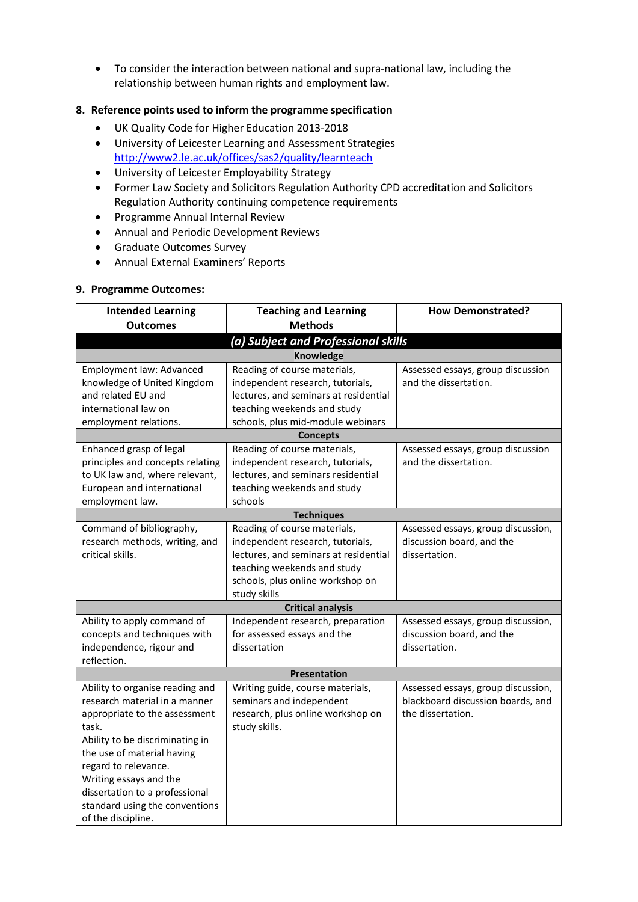- To consider the interaction between national and supra-national law, including the relationship between human rights and employment law.

## 8. Reference points used to inform the programme specification

- UK Quality Code for Higher Education 2013-2018
- University of Leicester Learning and Assessment Strategies http://www2.le.ac.uk/offices/sas2/quality/learnteach
- University of Leicester Employability Strategy
- Former Law Society and Solicitors Regulation Authority CPD accreditation and Solicitors Regulation Authority continuing competence requirements
- Programme Annual Internal Review
- Annual and Periodic Development Reviews
- Graduate Outcomes Survey
- Annual External Examiners' Reports

## 9. Programme Outcomes:

| Intended Learning Outcomes | Teaching and Learning Methods | How Demonstrated? |
|---|---|---|
| ***(a) Subject and Professional skills*** | | |
| **Knowledge** | | |
| Employment law: Advanced knowledge of United Kingdom and related EU and international law on employment relations. | Reading of course materials, independent research, tutorials, lectures, and seminars at residential teaching weekends and study schools, plus mid-module webinars | Assessed essays, group discussion and the dissertation. |
| **Concepts** | | |
| Enhanced grasp of legal principles and concepts relating to UK law and, where relevant, European and international employment law. | Reading of course materials, independent research, tutorials, lectures, and seminars residential teaching weekends and study schools | Assessed essays, group discussion and the dissertation. |
| **Techniques** | | |
| Command of bibliography, research methods, writing, and critical skills. | Reading of course materials, independent research, tutorials, lectures, and seminars at residential teaching weekends and study schools, plus online workshop on study skills | Assessed essays, group discussion, discussion board, and the dissertation. |
| **Critical analysis** | | |
| Ability to apply command of concepts and techniques with independence, rigour and reflection. | Independent research, preparation for assessed essays and the dissertation | Assessed essays, group discussion, discussion board, and the dissertation. |
| **Presentation** | | |
| Ability to organise reading and research material in a manner appropriate to the assessment task.<br>Ability to be discriminating in the use of material having regard to relevance.<br>Writing essays and the dissertation to a professional standard using the conventions of the discipline. | Writing guide, course materials, seminars and independent research, plus online workshop on study skills. | Assessed essays, group discussion, blackboard discussion boards, and the dissertation. |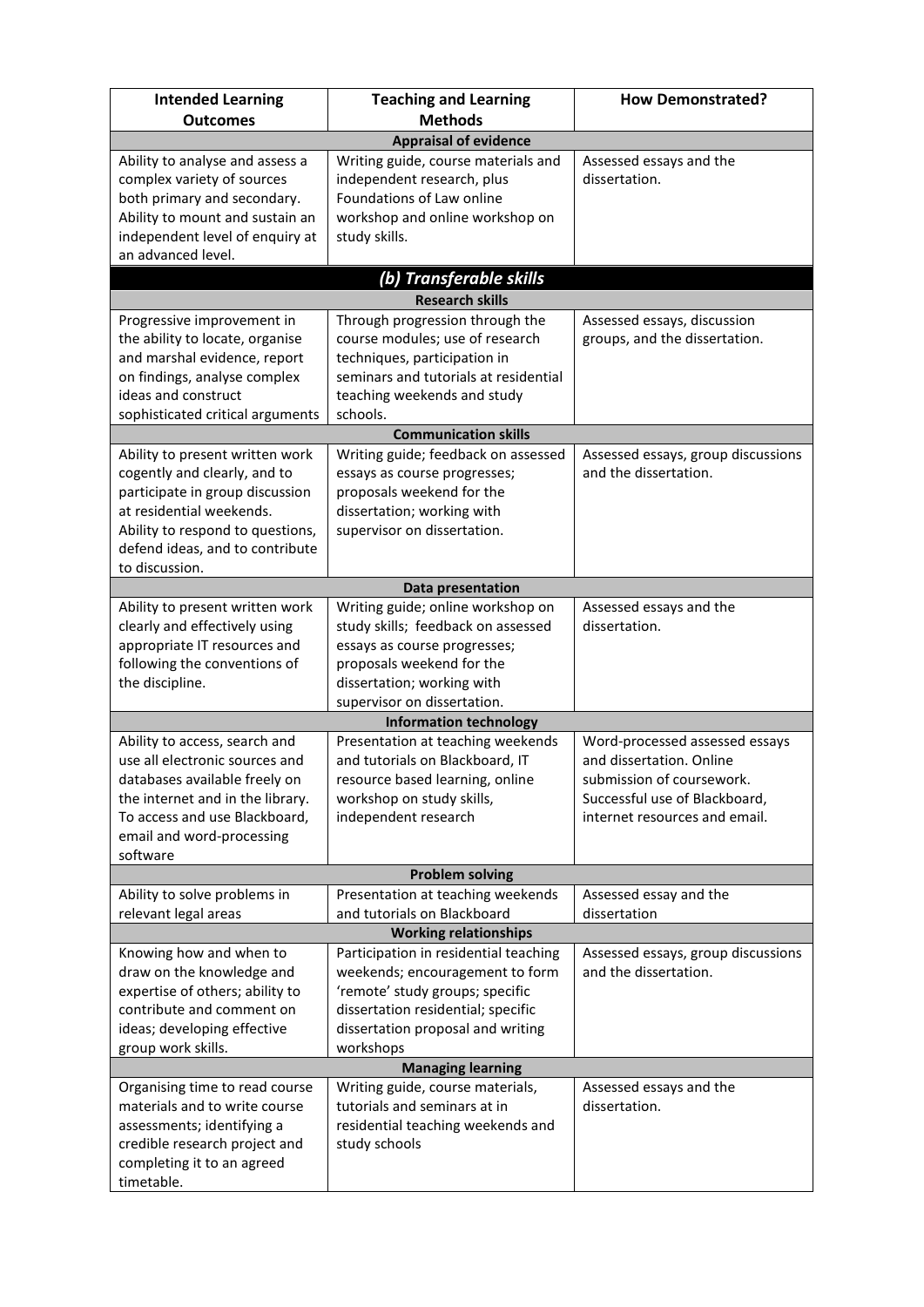| Intended Learning Outcomes | Teaching and Learning Methods | How Demonstrated? |
|---|---|---|
| **Appraisal of evidence** | | |
| Ability to analyse and assess a complex variety of sources both primary and secondary. Ability to mount and sustain an independent level of enquiry at an advanced level. | Writing guide, course materials and independent research, plus Foundations of Law online workshop and online workshop on study skills. | Assessed essays and the dissertation. |
| ***(b) Transferable skills*** | | |
| **Research skills** | | |
| Progressive improvement in the ability to locate, organise and marshal evidence, report on findings, analyse complex ideas and construct sophisticated critical arguments | Through progression through the course modules; use of research techniques, participation in seminars and tutorials at residential teaching weekends and study schools. | Assessed essays, discussion groups, and the dissertation. |
| **Communication skills** | | |
| Ability to present written work cogently and clearly, and to participate in group discussion at residential weekends. Ability to respond to questions, defend ideas, and to contribute to discussion. | Writing guide; feedback on assessed essays as course progresses; proposals weekend for the dissertation; working with supervisor on dissertation. | Assessed essays, group discussions and the dissertation. |
| **Data presentation** | | |
| Ability to present written work clearly and effectively using appropriate IT resources and following the conventions of the discipline. | Writing guide; online workshop on study skills; feedback on assessed essays as course progresses; proposals weekend for the dissertation; working with supervisor on dissertation. | Assessed essays and the dissertation. |
| **Information technology** | | |
| Ability to access, search and use all electronic sources and databases available freely on the internet and in the library. To access and use Blackboard, email and word-processing software | Presentation at teaching weekends and tutorials on Blackboard, IT resource based learning, online workshop on study skills, independent research | Word-processed assessed essays and dissertation. Online submission of coursework. Successful use of Blackboard, internet resources and email. |
| **Problem solving** | | |
| Ability to solve problems in relevant legal areas | Presentation at teaching weekends and tutorials on Blackboard | Assessed essay and the dissertation |
| **Working relationships** | | |
| Knowing how and when to draw on the knowledge and expertise of others; ability to contribute and comment on ideas; developing effective group work skills. | Participation in residential teaching weekends; encouragement to form 'remote' study groups; specific dissertation residential; specific dissertation proposal and writing workshops | Assessed essays, group discussions and the dissertation. |
| **Managing learning** | | |
| Organising time to read course materials and to write course assessments; identifying a credible research project and completing it to an agreed timetable. | Writing guide, course materials, tutorials and seminars at in residential teaching weekends and study schools | Assessed essays and the dissertation. |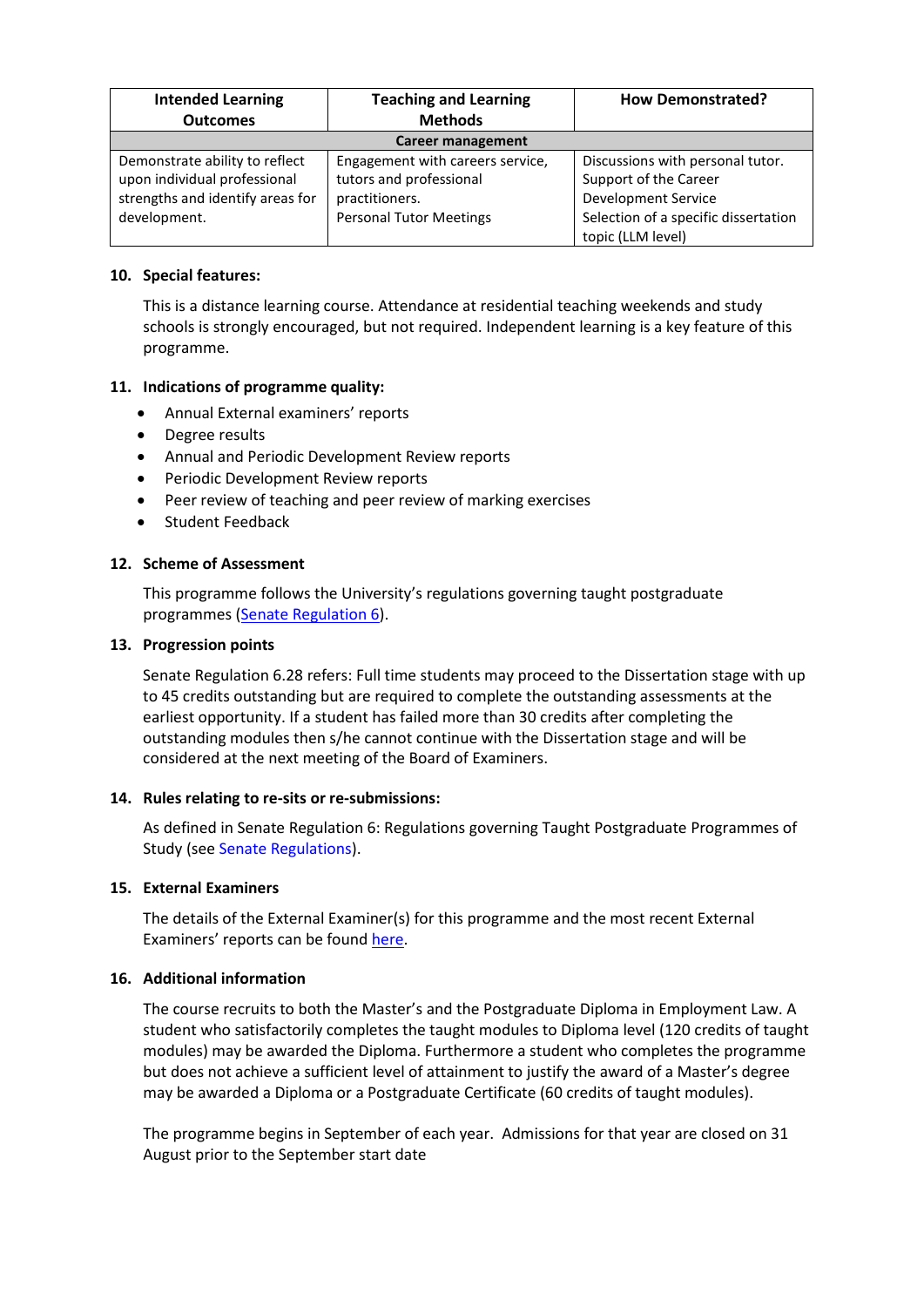| Intended Learning Outcomes | Teaching and Learning Methods | How Demonstrated? |
|---|---|---|
| **Career management** | | |
| Demonstrate ability to reflect upon individual professional strengths and identify areas for development. | Engagement with careers service, tutors and professional practitioners.<br>Personal Tutor Meetings | Discussions with personal tutor.<br>Support of the Career Development Service<br>Selection of a specific dissertation topic (LLM level) |

### 10. Special features:

This is a distance learning course. Attendance at residential teaching weekends and study schools is strongly encouraged, but not required. Independent learning is a key feature of this programme.

### 11. Indications of programme quality:

- Annual External examiners' reports
- Degree results
- Annual and Periodic Development Review reports
- Periodic Development Review reports
- Peer review of teaching and peer review of marking exercises
- Student Feedback

### 12. Scheme of Assessment

This programme follows the University's regulations governing taught postgraduate programmes (Senate Regulation 6).

### 13. Progression points

Senate Regulation 6.28 refers: Full time students may proceed to the Dissertation stage with up to 45 credits outstanding but are required to complete the outstanding assessments at the earliest opportunity. If a student has failed more than 30 credits after completing the outstanding modules then s/he cannot continue with the Dissertation stage and will be considered at the next meeting of the Board of Examiners.

### 14. Rules relating to re-sits or re-submissions:

As defined in Senate Regulation 6: Regulations governing Taught Postgraduate Programmes of Study (see Senate Regulations).

### 15. External Examiners

The details of the External Examiner(s) for this programme and the most recent External Examiners' reports can be found here.

### 16. Additional information

The course recruits to both the Master's and the Postgraduate Diploma in Employment Law. A student who satisfactorily completes the taught modules to Diploma level (120 credits of taught modules) may be awarded the Diploma. Furthermore a student who completes the programme but does not achieve a sufficient level of attainment to justify the award of a Master's degree may be awarded a Diploma or a Postgraduate Certificate (60 credits of taught modules).

The programme begins in September of each year. Admissions for that year are closed on 31 August prior to the September start date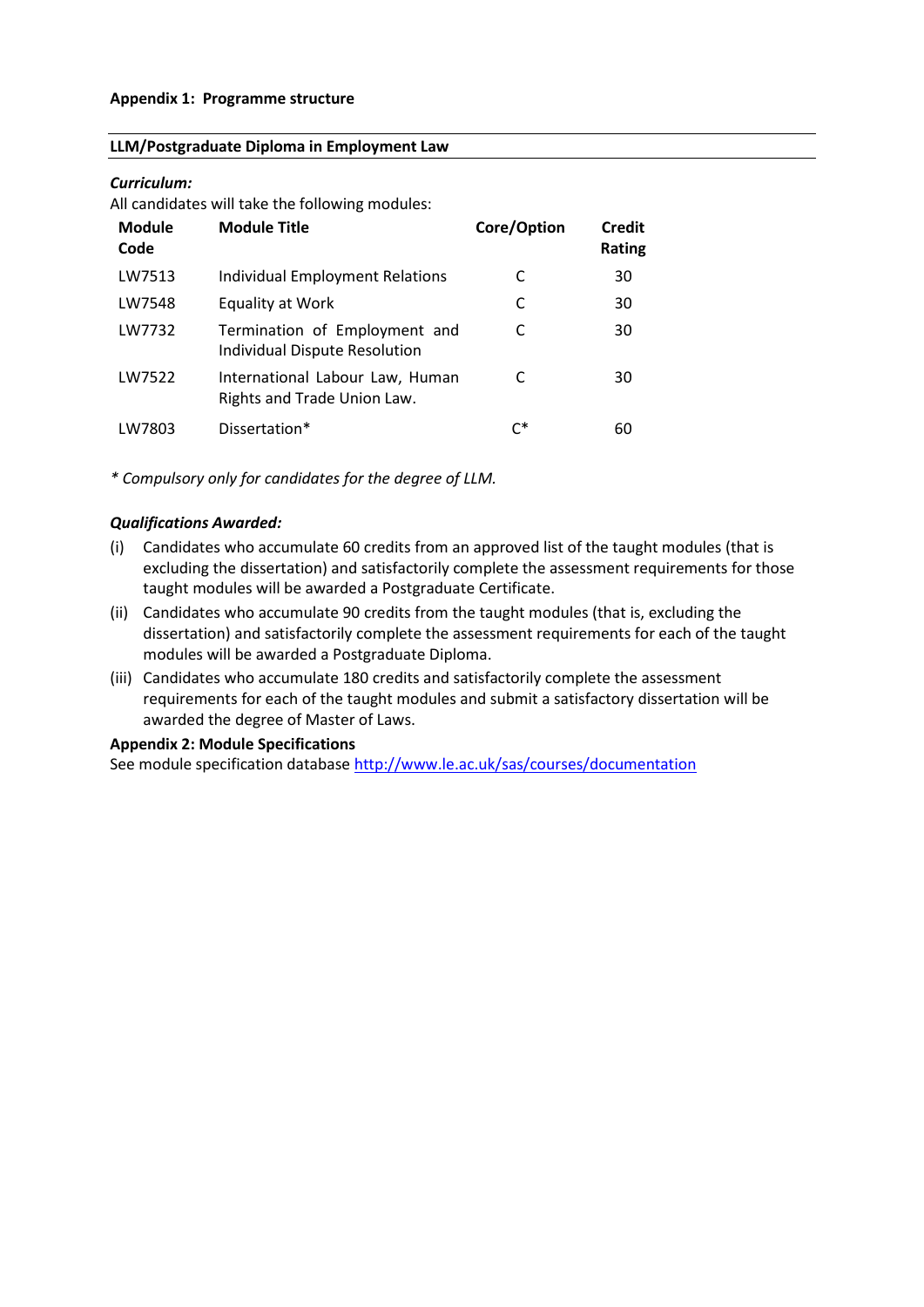**Appendix 1: Programme structure**

**LLM/Postgraduate Diploma in Employment Law**

***Curriculum:***

All candidates will take the following modules:

| Module Code | Module Title | Core/Option | Credit Rating |
|---|---|---|---|
| LW7513 | Individual Employment Relations | C | 30 |
| LW7548 | Equality at Work | C | 30 |
| LW7732 | Termination of Employment and Individual Dispute Resolution | C | 30 |
| LW7522 | International Labour Law, Human Rights and Trade Union Law. | C | 30 |
| LW7803 | Dissertation* | C* | 60 |

*\* Compulsory only for candidates for the degree of LLM.*

***Qualifications Awarded:***

(i) Candidates who accumulate 60 credits from an approved list of the taught modules (that is excluding the dissertation) and satisfactorily complete the assessment requirements for those taught modules will be awarded a Postgraduate Certificate.

(ii) Candidates who accumulate 90 credits from the taught modules (that is, excluding the dissertation) and satisfactorily complete the assessment requirements for each of the taught modules will be awarded a Postgraduate Diploma.

(iii) Candidates who accumulate 180 credits and satisfactorily complete the assessment requirements for each of the taught modules and submit a satisfactory dissertation will be awarded the degree of Master of Laws.

**Appendix 2: Module Specifications**

See module specification database http://www.le.ac.uk/sas/courses/documentation